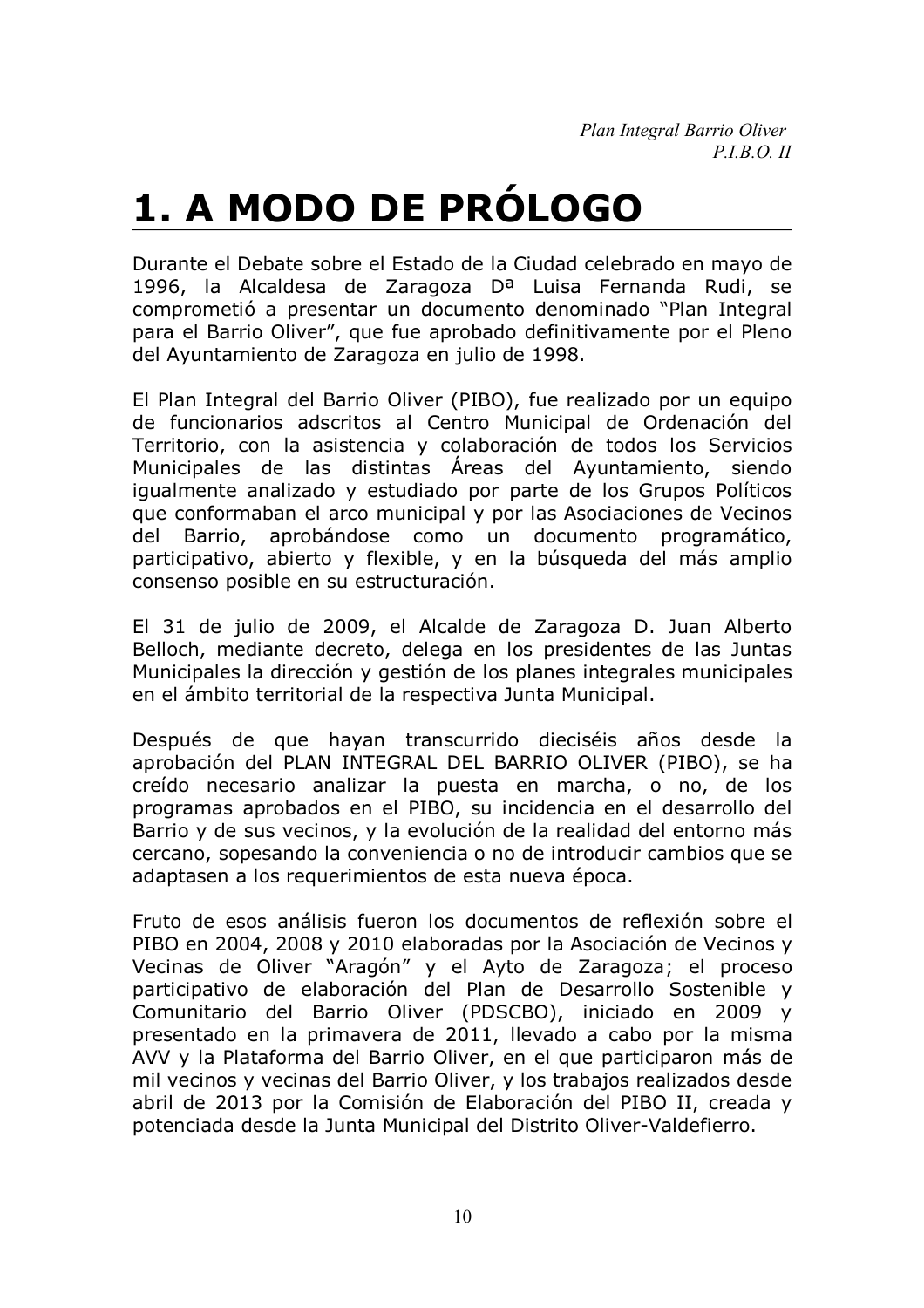# 1. A MODO DE PRÓLOGO

Durante el Debate sobre el Estado de la Ciudad celebrado en mayo de 1996, la Alcaldesa de Zaragoza Dª Luisa Fernanda Rudi, se comprometió a presentar un documento denominado "Plan Integral para el Barrio Oliver", que fue aprobado definitivamente por el Pleno del Ayuntamiento de Zaragoza en julio de 1998.

El Plan Integral del Barrio Oliver (PIBO), fue realizado por un equipo de funcionarios adscritos al Centro Municipal de Ordenación del Territorio, con la asistencia y colaboración de todos los Servicios Municipales de las distintas Áreas del Ayuntamiento, siendo igualmente analizado y estudiado por parte de los Grupos Políticos que conformaban el arco municipal y por las Asociaciones de Vecinos del Barrio, aprobándose como un documento programático, participativo, abierto y flexible, y en la búsqueda del más amplio consenso posible en su estructuración.

El 31 de julio de 2009, el Alcalde de Zaragoza D. Juan Alberto Belloch, mediante decreto, delega en los presidentes de las Juntas Municipales la dirección y gestión de los planes integrales municipales en el ámbito territorial de la respectiva Junta Municipal.

Después de que hayan transcurrido dieciséis años desde la aprobación del PLAN INTEGRAL DEL BARRIO OLIVER (PIBO), se ha creído necesario analizar la puesta en marcha, o no, de los programas aprobados en el PIBO, su incidencia en el desarrollo del Barrio y de sus vecinos, y la evolución de la realidad del entorno más cercano, sopesando la conveniencia o no de introducir cambios que se adaptasen a los requerimientos de esta nueva época.

Fruto de esos análisis fueron los documentos de reflexión sobre el PIBO en 2004, 2008 y 2010 elaboradas por la Asociación de Vecinos y Vecinas de Oliver "Aragón" y el Ayto de Zaragoza; el proceso participativo de elaboración del Plan de Desarrollo Sostenible y Comunitario del Barrio Oliver (PDSCBO), iniciado en 2009 y presentado en la primavera de 2011, llevado a cabo por la misma AVV y la Plataforma del Barrio Oliver, en el que participaron más de mil vecinos y vecinas del Barrio Oliver, y los trabajos realizados desde abril de 2013 por la Comisión de Elaboración del PIBO II, creada y potenciada desde la Junta Municipal del Distrito Oliver-Valdefierro.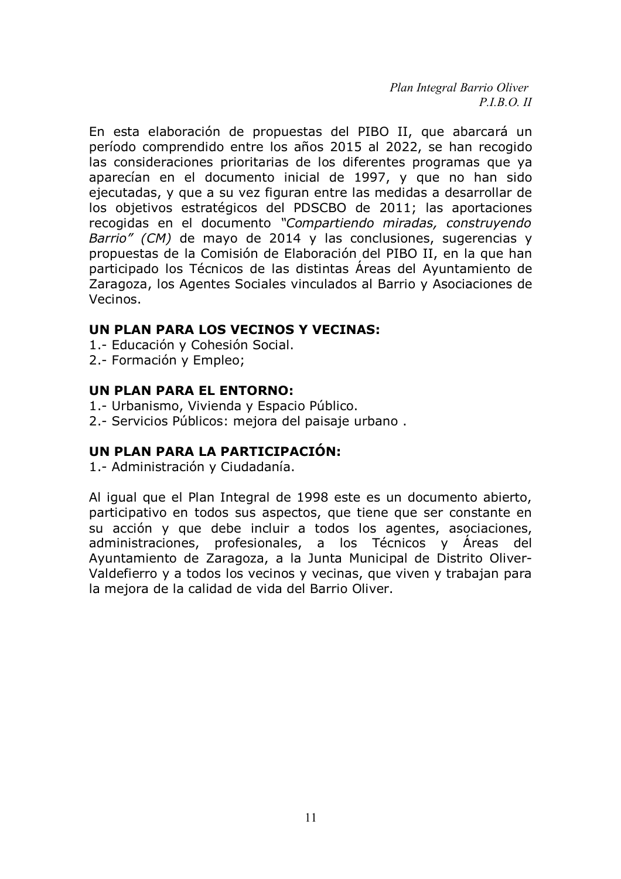En esta elaboración de propuestas del PIBO II, que abarcará un período comprendido entre los años 2015 al 2022, se han recogido las consideraciones prioritarias de los diferentes programas que ya aparecían en el documento inicial de 1997, y que no han sido ejecutadas, y que a su vez figuran entre las medidas a desarrollar de los objetivos estratégicos del PDSCBO de 2011; las aportaciones recogidas en el documento *"Compartiendo miradas, construyendo Barrio" (CM)* de mayo de 2014 y las conclusiones, sugerencias y propuestas de la Comisión de Elaboración del PIBO II, en la que han participado los Técnicos de las distintas Áreas del Ayuntamiento de Zaragoza, los Agentes Sociales vinculados al Barrio y Asociaciones de Vecinos.

**UN PLAN PARA LOS VECINOS Y VECINAS:**

1.- Educación y Cohesión Social.
2.- Formación y Empleo;

**UN PLAN PARA EL ENTORNO:**

1.- Urbanismo, Vivienda y Espacio Público.
2.- Servicios Públicos: mejora del paisaje urbano .

**UN PLAN PARA LA PARTICIPACIÓN:**

1.- Administración y Ciudadanía.

Al igual que el Plan Integral de 1998 este es un documento abierto, participativo en todos sus aspectos, que tiene que ser constante en su acción y que debe incluir a todos los agentes, asociaciones, administraciones, profesionales, a los Técnicos y Áreas del Ayuntamiento de Zaragoza, a la Junta Municipal de Distrito Oliver-Valdefierro y a todos los vecinos y vecinas, que viven y trabajan para la mejora de la calidad de vida del Barrio Oliver.